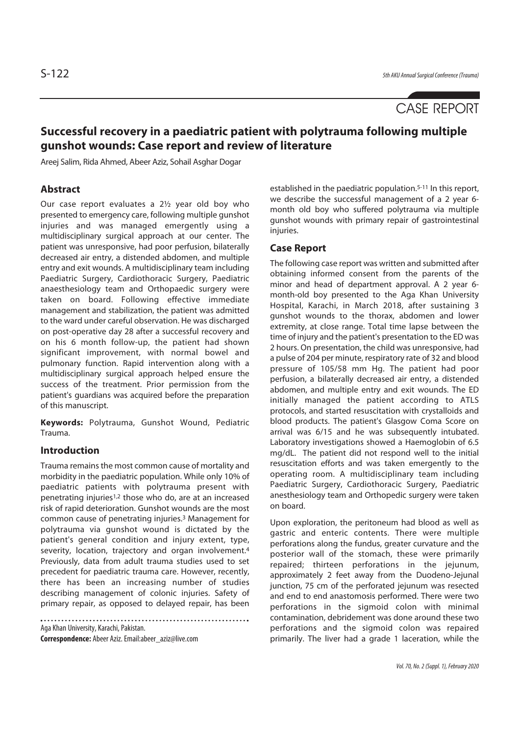CASE REPORT

# Successful recovery in a paediatric patient with polytrauma following multiple gunshot wounds: Case report and review of literature

Areej Salim, Rida Ahmed, Abeer Aziz, Sohail Asghar Dogar

## Abstract

Our case report evaluates a 2½ year old boy who presented to emergency care, following multiple gunshot injuries and was managed emergently using a multidisciplinary surgical approach at our center. The patient was unresponsive, had poor perfusion, bilaterally decreased air entry, a distended abdomen, and multiple entry and exit wounds. A multidisciplinary team including Paediatric Surgery, Cardiothoracic Surgery, Paediatric anaesthesiology team and Orthopaedic surgery were taken on board. Following effective immediate management and stabilization, the patient was admitted to the ward under careful observation. He was discharged on post-operative day 28 after a successful recovery and on his 6 month follow-up, the patient had shown significant improvement, with normal bowel and pulmonary function. Rapid intervention along with a multidisciplinary surgical approach helped ensure the success of the treatment. Prior permission from the patient's guardians was acquired before the preparation of this manuscript.

**Keywords:** Polytrauma, Gunshot Wound, Pediatric Trauma.

## Introduction

Trauma remains the most common cause of mortality and morbidity in the paediatric population. While only 10% of paediatric patients with polytrauma present with penetrating injuries[1,2] those who do, are at an increased risk of rapid deterioration. Gunshot wounds are the most common cause of penetrating injuries.[3] Management for polytrauma via gunshot wound is dictated by the patient's general condition and injury extent, type, severity, location, trajectory and organ involvement.[4] Previously, data from adult trauma studies used to set precedent for paediatric trauma care. However, recently, there has been an increasing number of studies describing management of colonic injuries. Safety of primary repair, as opposed to delayed repair, has been established in the paediatric population.[5-11] In this report, we describe the successful management of a 2 year 6-month old boy who suffered polytrauma via multiple gunshot wounds with primary repair of gastrointestinal injuries.

Aga Khan University, Karachi, Pakistan.

**Correspondence:** Abeer Aziz. Email:abeer_aziz@live.com

## Case Report

The following case report was written and submitted after obtaining informed consent from the parents of the minor and head of department approval. A 2 year 6-month-old boy presented to the Aga Khan University Hospital, Karachi, in March 2018, after sustaining 3 gunshot wounds to the thorax, abdomen and lower extremity, at close range. Total time lapse between the time of injury and the patient's presentation to the ED was 2 hours. On presentation, the child was unresponsive, had a pulse of 204 per minute, respiratory rate of 32 and blood pressure of 105/58 mm Hg. The patient had poor perfusion, a bilaterally decreased air entry, a distended abdomen, and multiple entry and exit wounds. The ED initially managed the patient according to ATLS protocols, and started resuscitation with crystalloids and blood products. The patient's Glasgow Coma Score on arrival was 6/15 and he was subsequently intubated. Laboratory investigations showed a Haemoglobin of 6.5 mg/dL. The patient did not respond well to the initial resuscitation efforts and was taken emergently to the operating room. A multidisciplinary team including Paediatric Surgery, Cardiothoracic Surgery, Paediatric anesthesiology team and Orthopedic surgery were taken on board.

Upon exploration, the peritoneum had blood as well as gastric and enteric contents. There were multiple perforations along the fundus, greater curvature and the posterior wall of the stomach, these were primarily repaired; thirteen perforations in the jejunum, approximately 2 feet away from the Duodeno-Jejunal junction, 75 cm of the perforated jejunum was resected and end to end anastomosis performed. There were two perforations in the sigmoid colon with minimal contamination, debridement was done around these two perforations and the sigmoid colon was repaired primarily. The liver had a grade 1 laceration, while the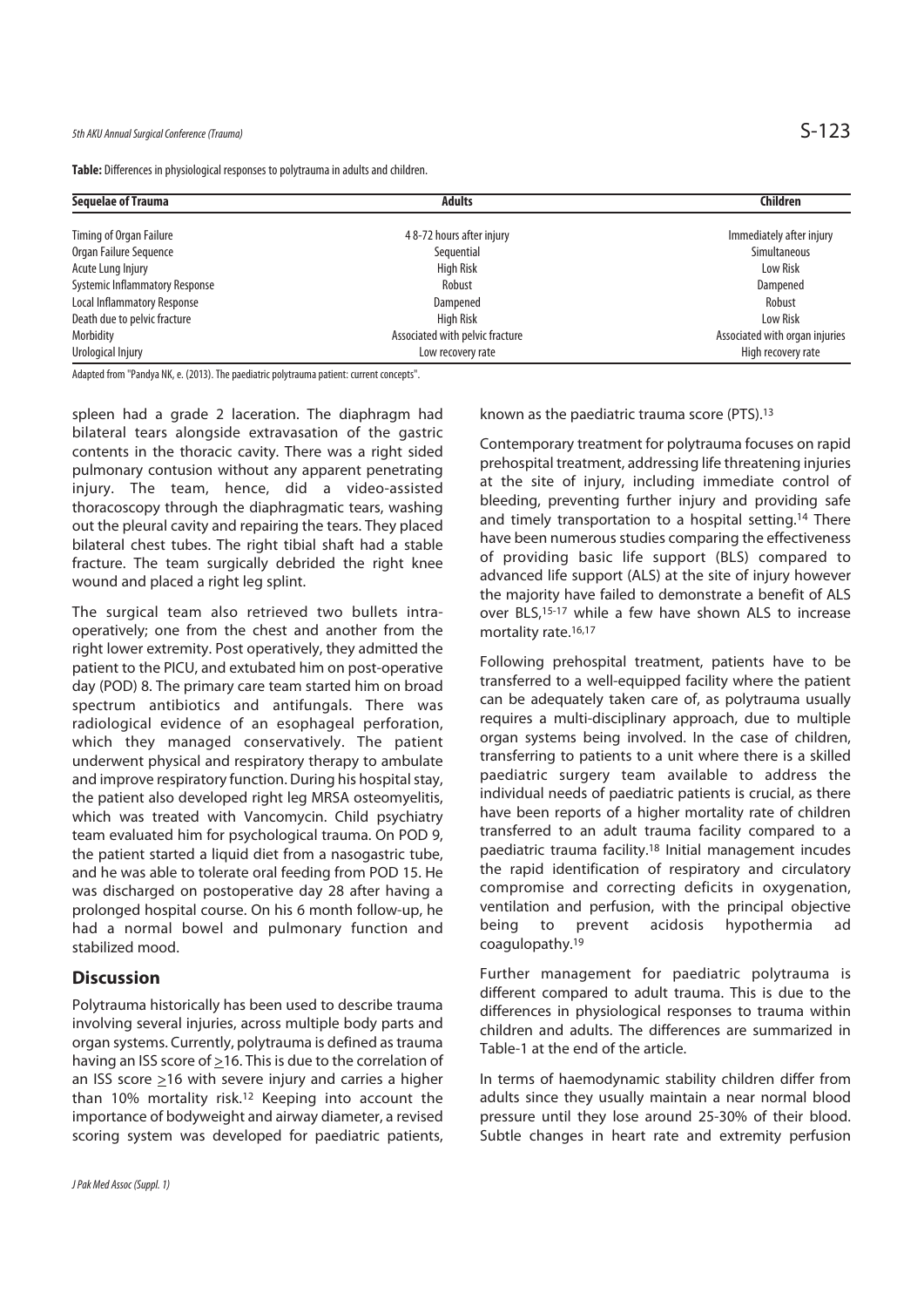**Table:** Differences in physiological responses to polytrauma in adults and children.

| Sequelae of Trauma | Adults | Children |
|---|---|---|
| Timing of Organ Failure | 4 8-72 hours after injury | Immediately after injury |
| Organ Failure Sequence | Sequential | Simultaneous |
| Acute Lung Injury | High Risk | Low Risk |
| Systemic Inflammatory Response | Robust | Dampened |
| Local Inflammatory Response | Dampened | Robust |
| Death due to pelvic fracture | High Risk | Low Risk |
| Morbidity | Associated with pelvic fracture | Associated with organ injuries |
| Urological Injury | Low recovery rate | High recovery rate |

Adapted from "Pandya NK, e. (2013). The paediatric polytrauma patient: current concepts".

spleen had a grade 2 laceration. The diaphragm had bilateral tears alongside extravasation of the gastric contents in the thoracic cavity. There was a right sided pulmonary contusion without any apparent penetrating injury. The team, hence, did a video-assisted thoracoscopy through the diaphragmatic tears, washing out the pleural cavity and repairing the tears. They placed bilateral chest tubes. The right tibial shaft had a stable fracture. The team surgically debrided the right knee wound and placed a right leg splint.

The surgical team also retrieved two bullets intra-operatively; one from the chest and another from the right lower extremity. Post operatively, they admitted the patient to the PICU, and extubated him on post-operative day (POD) 8. The primary care team started him on broad spectrum antibiotics and antifungals. There was radiological evidence of an esophageal perforation, which they managed conservatively. The patient underwent physical and respiratory therapy to ambulate and improve respiratory function. During his hospital stay, the patient also developed right leg MRSA osteomyelitis, which was treated with Vancomycin. Child psychiatry team evaluated him for psychological trauma. On POD 9, the patient started a liquid diet from a nasogastric tube, and he was able to tolerate oral feeding from POD 15. He was discharged on postoperative day 28 after having a prolonged hospital course. On his 6 month follow-up, he had a normal bowel and pulmonary function and stabilized mood.

## Discussion

Polytrauma historically has been used to describe trauma involving several injuries, across multiple body parts and organ systems. Currently, polytrauma is defined as trauma having an ISS score of $\geq$16. This is due to the correlation of an ISS score $\geq$16 with severe injury and carries a higher than 10% mortality risk.[12] Keeping into account the importance of bodyweight and airway diameter, a revised scoring system was developed for paediatric patients, known as the paediatric trauma score (PTS).[13]

Contemporary treatment for polytrauma focuses on rapid prehospital treatment, addressing life threatening injuries at the site of injury, including immediate control of bleeding, preventing further injury and providing safe and timely transportation to a hospital setting.[14] There have been numerous studies comparing the effectiveness of providing basic life support (BLS) compared to advanced life support (ALS) at the site of injury however the majority have failed to demonstrate a benefit of ALS over BLS,[15-17] while a few have shown ALS to increase mortality rate.[16,17]

Following prehospital treatment, patients have to be transferred to a well-equipped facility where the patient can be adequately taken care of, as polytrauma usually requires a multi-disciplinary approach, due to multiple organ systems being involved. In the case of children, transferring to patients to a unit where there is a skilled paediatric surgery team available to address the individual needs of paediatric patients is crucial, as there have been reports of a higher mortality rate of children transferred to an adult trauma facility compared to a paediatric trauma facility.[18] Initial management incudes the rapid identification of respiratory and circulatory compromise and correcting deficits in oxygenation, ventilation and perfusion, with the principal objective being to prevent acidosis hypothermia ad coagulopathy.[19]

Further management for paediatric polytrauma is different compared to adult trauma. This is due to the differences in physiological responses to trauma within children and adults. The differences are summarized in Table-1 at the end of the article.

In terms of haemodynamic stability children differ from adults since they usually maintain a near normal blood pressure until they lose around 25-30% of their blood. Subtle changes in heart rate and extremity perfusion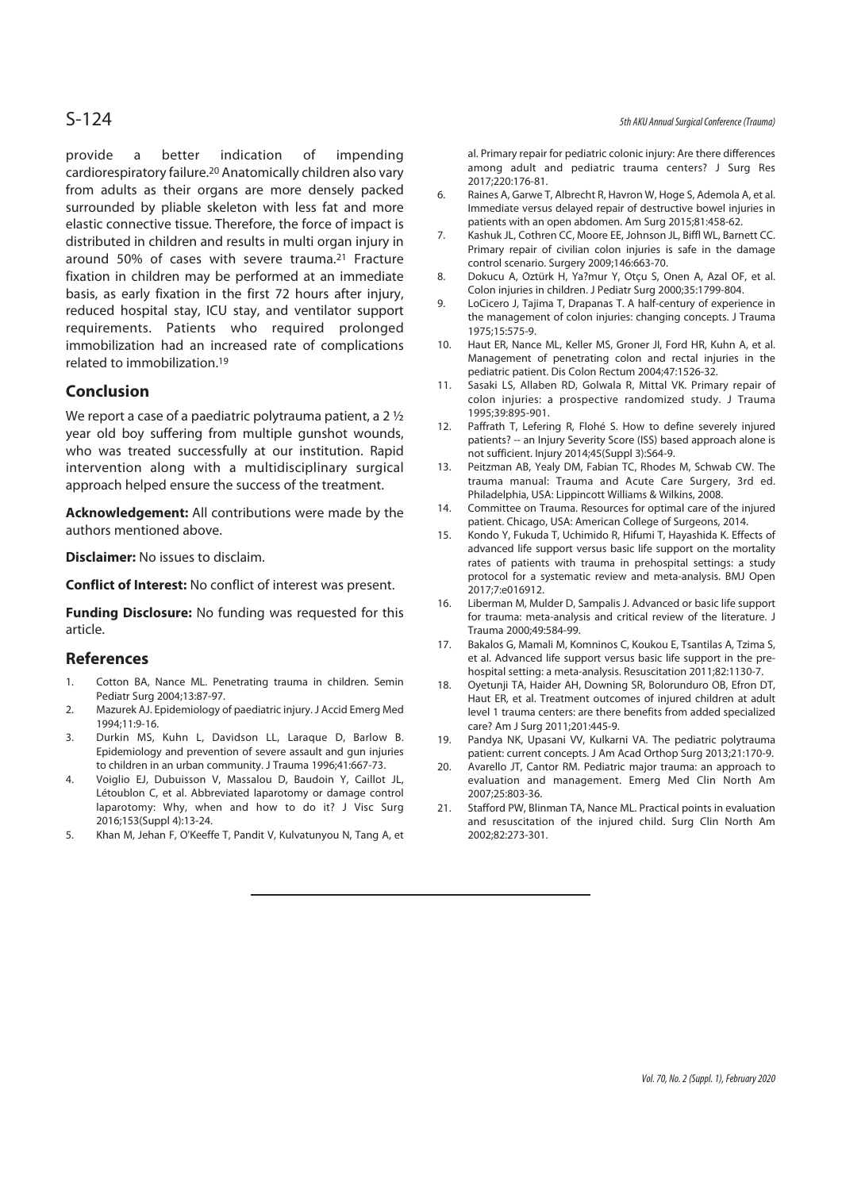provide a better indication of impending cardiorespiratory failure.[20] Anatomically children also vary from adults as their organs are more densely packed surrounded by pliable skeleton with less fat and more elastic connective tissue. Therefore, the force of impact is distributed in children and results in multi organ injury in around 50% of cases with severe trauma.[21] Fracture fixation in children may be performed at an immediate basis, as early fixation in the first 72 hours after injury, reduced hospital stay, ICU stay, and ventilator support requirements. Patients who required prolonged immobilization had an increased rate of complications related to immobilization.[19]

## Conclusion

We report a case of a paediatric polytrauma patient, a 2 ½ year old boy suffering from multiple gunshot wounds, who was treated successfully at our institution. Rapid intervention along with a multidisciplinary surgical approach helped ensure the success of the treatment.

**Acknowledgement:** All contributions were made by the authors mentioned above.

**Disclaimer:** No issues to disclaim.

**Conflict of Interest:** No conflict of interest was present.

**Funding Disclosure:** No funding was requested for this article.

## References

1. Cotton BA, Nance ML. Penetrating trauma in children. Semin Pediatr Surg 2004;13:87-97.
2. Mazurek AJ. Epidemiology of paediatric injury. J Accid Emerg Med 1994;11:9-16.
3. Durkin MS, Kuhn L, Davidson LL, Laraque D, Barlow B. Epidemiology and prevention of severe assault and gun injuries to children in an urban community. J Trauma 1996;41:667-73.
4. Voiglio EJ, Dubuisson V, Massalou D, Baudoin Y, Caillot JL, Létoublon C, et al. Abbreviated laparotomy or damage control laparotomy: Why, when and how to do it? J Visc Surg 2016;153(Suppl 4):13-24.
5. Khan M, Jehan F, O'Keeffe T, Pandit V, Kulvatunyou N, Tang A, et al. Primary repair for pediatric colonic injury: Are there differences among adult and pediatric trauma centers? J Surg Res 2017;220:176-81.
6. Raines A, Garwe T, Albrecht R, Havron W, Hoge S, Ademola A, et al. Immediate versus delayed repair of destructive bowel injuries in patients with an open abdomen. Am Surg 2015;81:458-62.
7. Kashuk JL, Cothren CC, Moore EE, Johnson JL, Biffl WL, Barnett CC. Primary repair of civilian colon injuries is safe in the damage control scenario. Surgery 2009;146:663-70.
8. Dokucu A, Oztürk H, Ya?mur Y, Otçu S, Onen A, Azal OF, et al. Colon injuries in children. J Pediatr Surg 2000;35:1799-804.
9. LoCicero J, Tajima T, Drapanas T. A half-century of experience in the management of colon injuries: changing concepts. J Trauma 1975;15:575-9.
10. Haut ER, Nance ML, Keller MS, Groner JI, Ford HR, Kuhn A, et al. Management of penetrating colon and rectal injuries in the pediatric patient. Dis Colon Rectum 2004;47:1526-32.
11. Sasaki LS, Allaben RD, Golwala R, Mittal VK. Primary repair of colon injuries: a prospective randomized study. J Trauma 1995;39:895-901.
12. Paffrath T, Lefering R, Flohé S. How to define severely injured patients? -- an Injury Severity Score (ISS) based approach alone is not sufficient. Injury 2014;45(Suppl 3):S64-9.
13. Peitzman AB, Yealy DM, Fabian TC, Rhodes M, Schwab CW. The trauma manual: Trauma and Acute Care Surgery, 3rd ed. Philadelphia, USA: Lippincott Williams & Wilkins, 2008.
14. Committee on Trauma. Resources for optimal care of the injured patient. Chicago, USA: American College of Surgeons, 2014.
15. Kondo Y, Fukuda T, Uchimido R, Hifumi T, Hayashida K. Effects of advanced life support versus basic life support on the mortality rates of patients with trauma in prehospital settings: a study protocol for a systematic review and meta-analysis. BMJ Open 2017;7:e016912.
16. Liberman M, Mulder D, Sampalis J. Advanced or basic life support for trauma: meta-analysis and critical review of the literature. J Trauma 2000;49:584-99.
17. Bakalos G, Mamali M, Komninos C, Koukou E, Tsantilas A, Tzima S, et al. Advanced life support versus basic life support in the pre-hospital setting: a meta-analysis. Resuscitation 2011;82:1130-7.
18. Oyetunji TA, Haider AH, Downing SR, Bolorunduro OB, Efron DT, Haut ER, et al. Treatment outcomes of injured children at adult level 1 trauma centers: are there benefits from added specialized care? Am J Surg 2011;201:445-9.
19. Pandya NK, Upasani VV, Kulkarni VA. The pediatric polytrauma patient: current concepts. J Am Acad Orthop Surg 2013;21:170-9.
20. Avarello JT, Cantor RM. Pediatric major trauma: an approach to evaluation and management. Emerg Med Clin North Am 2007;25:803-36.
21. Stafford PW, Blinman TA, Nance ML. Practical points in evaluation and resuscitation of the injured child. Surg Clin North Am 2002;82:273-301.